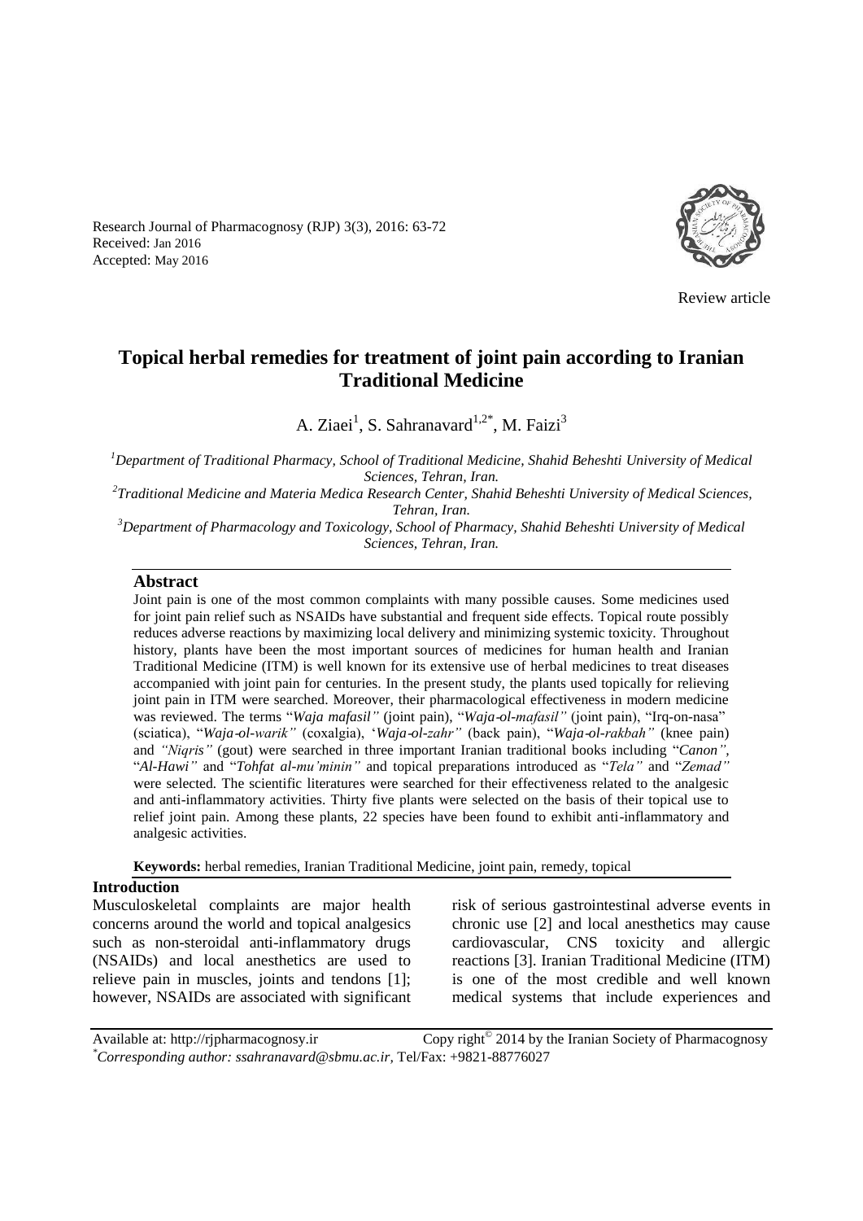Review article

# Topical herbal remedies for treatment of joint pain according to Iranian Traditional Medicine

A. Ziaei[1], S. Sahranavard[1,2*], M. Faizi[3]

[1]*Department of Traditional Pharmacy, School of Traditional Medicine, Shahid Beheshti University of Medical Sciences, Tehran, Iran.*

[2]*Traditional Medicine and Materia Medica Research Center, Shahid Beheshti University of Medical Sciences, Tehran, Iran.*

[3]*Department of Pharmacology and Toxicology, School of Pharmacy, Shahid Beheshti University of Medical Sciences, Tehran, Iran.*

## Abstract

Joint pain is one of the most common complaints with many possible causes. Some medicines used for joint pain relief such as NSAIDs have substantial and frequent side effects. Topical route possibly reduces adverse reactions by maximizing local delivery and minimizing systemic toxicity. Throughout history, plants have been the most important sources of medicines for human health and Iranian Traditional Medicine (ITM) is well known for its extensive use of herbal medicines to treat diseases accompanied with joint pain for centuries. In the present study, the plants used topically for relieving joint pain in ITM were searched. Moreover, their pharmacological effectiveness in modern medicine was reviewed. The terms "*Waja mafasil"* (joint pain), "*Waja-ol-mafasil"* (joint pain), "Irq-on-nasa" (sciatica), "*Waja-ol-warik"* (coxalgia), '*Waja-ol-zahr"* (back pain), "*Waja-ol-rakbah"* (knee pain) and *"Niqris"* (gout) were searched in three important Iranian traditional books including "*Canon"*, "*Al-Hawi"* and "*Tohfat al-mu'minin"* and topical preparations introduced as "*Tela"* and "*Zemad"* were selected. The scientific literatures were searched for their effectiveness related to the analgesic and anti-inflammatory activities. Thirty five plants were selected on the basis of their topical use to relief joint pain. Among these plants, 22 species have been found to exhibit anti-inflammatory and analgesic activities.

**Keywords:** herbal remedies, Iranian Traditional Medicine, joint pain, remedy, topical

## Introduction

Musculoskeletal complaints are major health concerns around the world and topical analgesics such as non-steroidal anti-inflammatory drugs (NSAIDs) and local anesthetics are used to relieve pain in muscles, joints and tendons [1]; however, NSAIDs are associated with significant risk of serious gastrointestinal adverse events in chronic use [2] and local anesthetics may cause cardiovascular, CNS toxicity and allergic reactions [3]. Iranian Traditional Medicine (ITM) is one of the most credible and well known medical systems that include experiences and

---

*Corresponding author: ssahranavard@sbmu.ac.ir, Tel/Fax: +9821-88776027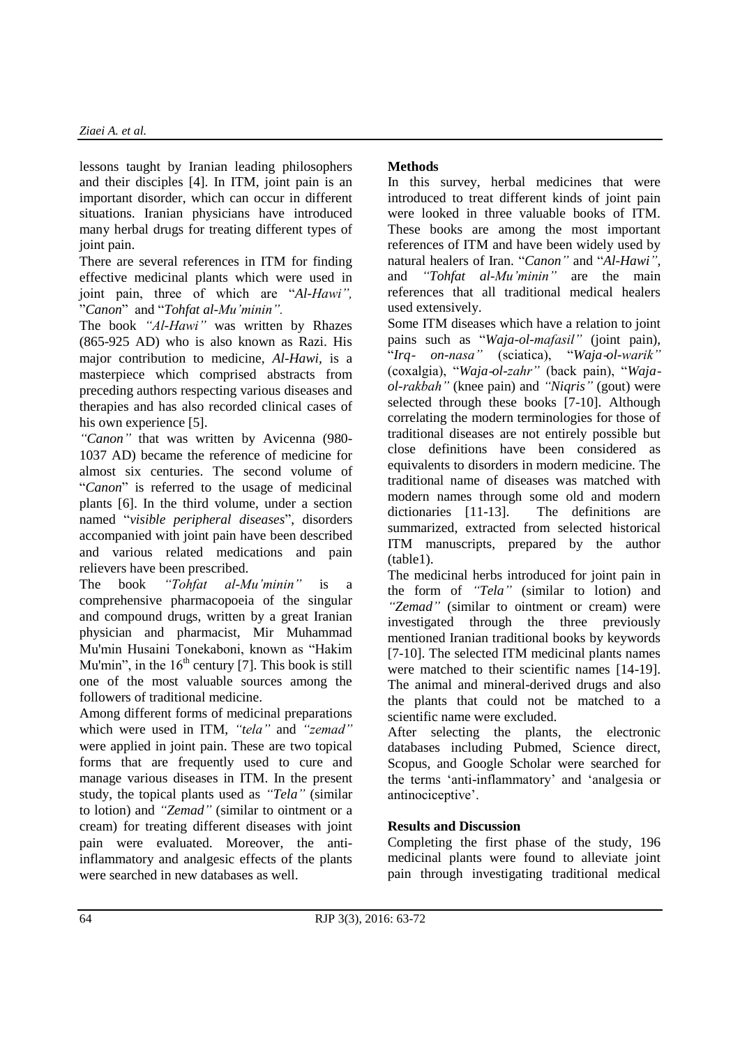lessons taught by Iranian leading philosophers and their disciples [4]. In ITM, joint pain is an important disorder, which can occur in different situations. Iranian physicians have introduced many herbal drugs for treating different types of joint pain.

There are several references in ITM for finding effective medicinal plants which were used in joint pain, three of which are "*Al-Hawi",* "*Canon*" and "*Tohfat al-Mu'minin".*

The book *"Al-Hawi"* was written by Rhazes (865-925 AD) who is also known as Razi. His major contribution to medicine, *Al-Hawi,* is a masterpiece which comprised abstracts from preceding authors respecting various diseases and therapies and has also recorded clinical cases of his own experience [5].

*"Canon"* that was written by Avicenna (980-1037 AD) became the reference of medicine for almost six centuries. The second volume of "*Canon*" is referred to the usage of medicinal plants [6]. In the third volume, under a section named "*visible peripheral diseases*", disorders accompanied with joint pain have been described and various related medications and pain relievers have been prescribed.

The book *"Tohfat al-Mu'minin"* is a comprehensive pharmacopoeia of the singular and compound drugs, written by a great Iranian physician and pharmacist, Mir Muhammad Mu'min Husaini Tonekaboni, known as "Hakim Mu'min", in the $16^{th}$ century [7]. This book is still one of the most valuable sources among the followers of traditional medicine.

Among different forms of medicinal preparations which were used in ITM, *"tela"* and *"zemad"* were applied in joint pain. These are two topical forms that are frequently used to cure and manage various diseases in ITM. In the present study, the topical plants used as *"Tela"* (similar to lotion) and *"Zemad"* (similar to ointment or a cream) for treating different diseases with joint pain were evaluated. Moreover, the anti-inflammatory and analgesic effects of the plants were searched in new databases as well.

**Methods**

In this survey, herbal medicines that were introduced to treat different kinds of joint pain were looked in three valuable books of ITM. These books are among the most important references of ITM and have been widely used by natural healers of Iran. "*Canon"* and "*Al-Hawi",* and *"Tohfat al-Mu'minin"* are the main references that all traditional medical healers used extensively.

Some ITM diseases which have a relation to joint pains such as "*Waja-ol-mafasil"* (joint pain), "*Irq- on-nasa"* (sciatica), "*Waja-ol-warik"* (coxalgia), "*Waja-ol-zahr"* (back pain), "*Waja-ol-rakbah"* (knee pain) and *"Niqris"* (gout) were selected through these books [7-10]. Although correlating the modern terminologies for those of traditional diseases are not entirely possible but close definitions have been considered as equivalents to disorders in modern medicine. The traditional name of diseases was matched with modern names through some old and modern dictionaries [11-13]. The definitions are summarized, extracted from selected historical ITM manuscripts, prepared by the author (table1).

The medicinal herbs introduced for joint pain in the form of *"Tela"* (similar to lotion) and *"Zemad"* (similar to ointment or cream) were investigated through the three previously mentioned Iranian traditional books by keywords [7-10]. The selected ITM medicinal plants names were matched to their scientific names [14-19]. The animal and mineral-derived drugs and also the plants that could not be matched to a scientific name were excluded.

After selecting the plants, the electronic databases including Pubmed, Science direct, Scopus, and Google Scholar were searched for the terms 'anti-inflammatory' and 'analgesia or antinociceptive'.

**Results and Discussion**

Completing the first phase of the study, 196 medicinal plants were found to alleviate joint pain through investigating traditional medical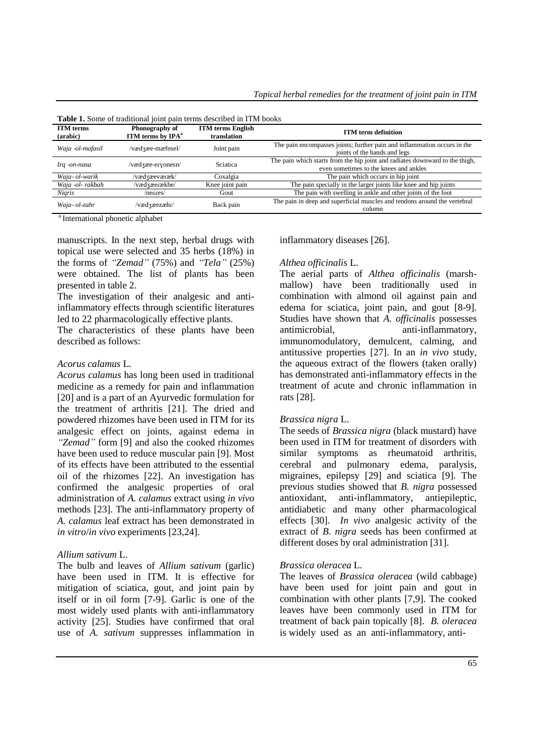**Table 1.** Some of traditional joint pain terms described in ITM books

| ITM terms (arabic) | Phonography of ITM terms by IPA[a] | ITM terms English translation | ITM term definition |
|---|---|---|---|
| *Waja -ol-mafasil* | /vædʒæe-mæfɒsel/ | Joint pain | The pain encompasses joints; further pain and inflammation occurs in the joints of the hands and legs |
| *Irq -on-nasa* | /vædʒæe-erɣonesɒ/ | Sciatica | The pain which starts from the hip joint and radiates downward to the thigh, even sometimes to the knees and ankles |
| *Waja- ol-warik* | /vædʒæeværæk/ | Coxalgia | The pain which occurs in hip joint |
| *Waja -ol- rakbah* | /vædʒæerækbe/ | Knee joint pain | The pain specially in the larger joints like knee and hip joints |
| *Niqris* | /neɢres/ | Gout | The pain with swelling in ankle and other joints of the foot |
| *Waja- ol-zahr* | /vædʒæezæhr/ | Back pain | The pain in deep and superficial muscles and tendons around the vertebral column |

[a] International phonetic alphabet

manuscripts. In the next step, herbal drugs with topical use were selected and 35 herbs (18%) in the forms of *"Zemad"* (75%) and *"Tela"* (25%) were obtained. The list of plants has been presented in table 2.

The investigation of their analgesic and anti-inflammatory effects through scientific literatures led to 22 pharmacologically effective plants.

The characteristics of these plants have been described as follows:

*Acorus calamus* L.

*Acorus calamus* has long been used in traditional medicine as a remedy for pain and inflammation [20] and is a part of an Ayurvedic formulation for the treatment of arthritis [21]. The dried and powdered rhizomes have been used in ITM for its analgesic effect on joints, against edema in *"Zemad"* form [9] and also the cooked rhizomes have been used to reduce muscular pain [9]. Most of its effects have been attributed to the essential oil of the rhizomes [22]. An investigation has confirmed the analgesic properties of oral administration of *A. calamus* extract using *in vivo* methods [23]. The anti-inflammatory property of *A. calamus* leaf extract has been demonstrated in *in vitro*/*in vivo* experiments [23,24].

*Allium sativum* L.

The bulb and leaves of *Allium sativum* (garlic) have been used in ITM. It is effective for mitigation of sciatica, gout, and joint pain by itself or in oil form [7-9]. Garlic is one of the most widely used plants with anti-inflammatory activity [25]. Studies have confirmed that oral use of *A. sativum* suppresses inflammation in inflammatory diseases [26].

*Althea officinalis* L.

The aerial parts of *Althea officinalis* (marsh-mallow) have been traditionally used in combination with almond oil against pain and edema for sciatica, joint pain, and gout [8-9]. Studies have shown that *A. officinalis* possesses antimicrobial, anti-inflammatory, immunomodulatory, demulcent, calming, and antitussive properties [27]. In an *in vivo* study, the aqueous extract of the flowers (taken orally) has demonstrated anti-inflammatory effects in the treatment of acute and chronic inflammation in rats [28].

*Brassica nigra* L.

The seeds of *Brassica nigra* (black mustard) have been used in ITM for treatment of disorders with similar symptoms as rheumatoid arthritis, cerebral and pulmonary edema, paralysis, migraines, epilepsy [29] and sciatica [9]. The previous studies showed that *B. nigra* possessed antioxidant, anti-inflammatory, antiepileptic, antidiabetic and many other pharmacological effects [30]. *In vivo* analgesic activity of the extract of *B. nigra* seeds has been confirmed at different doses by oral administration [31].

*Brassica oleracea* L.

The leaves of *Brassica oleracea* (wild cabbage) have been used for joint pain and gout in combination with other plants [7,9]. The cooked leaves have been commonly used in ITM for treatment of back pain topically [8]. *B. oleracea* is widely used as an anti-inflammatory, anti-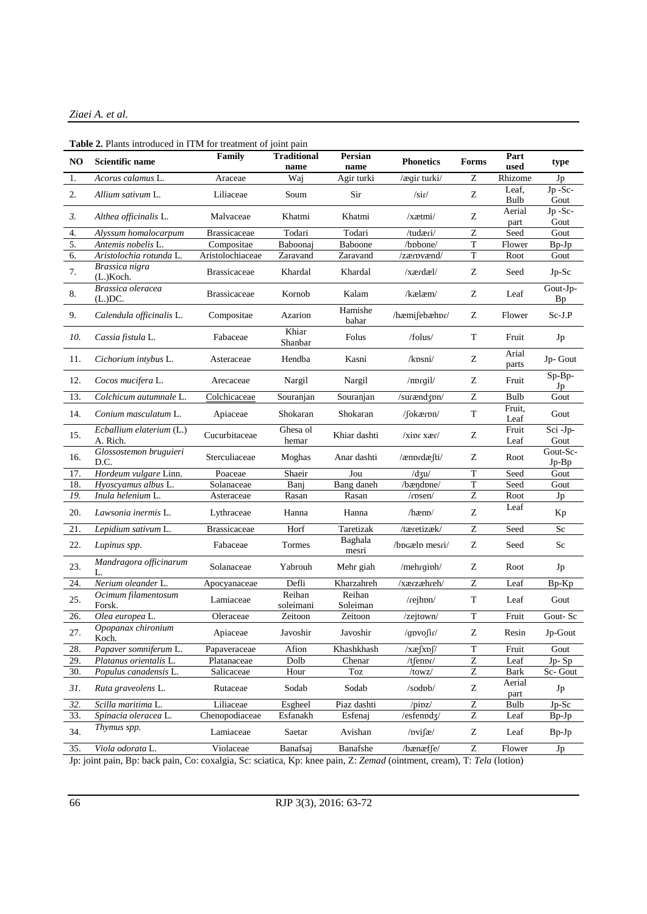**Table 2.** Plants introduced in ITM for treatment of joint pain

| NO | Scientific name | Family | Traditional name | Persian name | Phonetics | Forms | Part used | type |
|---|---|---|---|---|---|---|---|---|
| 1. | *Acorus calamus* L. | Araceae | Waj | Agir turki | /ægir turki/ | Z | Rhizome | Jp |
| 2. | *Allium sativum* L. | Liliaceae | Soum | Sir | /sir/ | Z | Leaf, Bulb | Jp -Sc-Gout |
| *3.* | *Althea officinalis* L. | Malvaceae | Khatmi | Khatmi | /xætmi/ | Z | Aerial part | Jp -Sc-Gout |
| 4. | *Alyssum homalocarpum* | Brassicaceae | Todari | Todari | /tudæri/ | Z | Seed | Gout |
| 5. | *Antemis nobelis* L. | Compositae | Baboonaj | Baboone | /bɒbone/ | T | Flower | Bp-Jp |
| 6. | *Aristolochia rotunda* L. | Aristolochiaceae | Zaravand | Zaravand | /zærɒvænd/ | T | Root | Gout |
| 7. | *Brassica nigra* (L.)Koch. | Brassicaceae | Khardal | Khardal | /xærdæl/ | Z | Seed | Jp-Sc |
| 8. | *Brassica oleracea* (L.)DC. | Brassicaceae | Kornob | Kalam | /kælæm/ | Z | Leaf | Gout-Jp-Bp |
| 9. | *Calendula officinalis* L. | Compositae | Azarion | Hamishe bahar | /hæmiʃebæhɒr/ | Z | Flower | Sc-J.P |
| *10.* | *Cassia fistula* L. | Fabaceae | Khiar Shanbar | Folus | /folus/ | T | Fruit | Jp |
| 11. | *Cichorium intybus* L. | Asteraceae | Hendba | Kasni | /kɒsni/ | Z | Arial parts | Jp- Gout |
| 12. | *Cocos mucifera* L. | Arecaceae | Nargil | Nargil | /nɒrgil/ | Z | Fruit | Sp-Bp-Jp |
| 13. | *Colchicum autumnale* L. | Colchicaceae | Souranjan | Souranjan | /surændʒɒn/ | Z | Bulb | Gout |
| 14. | *Conium masculatum* L. | Apiaceae | Shokaran | Shokaran | /ʃokærɒn/ | T | Fruit, Leaf | Gout |
| 15. | *Ecballium elaterium* (L.) A. Rich. | Cucurbitaceae | Ghesa ol hemar | Khiar dashti | /xipr xær/ | Z | Fruit Leaf | Sci -Jp-Gout |
| 16. | *Glossostemon bruguieri* D.C. | Sterculiaceae | Moghas | Anar dashti | /ænɒrdæʃti/ | Z | Root | Gout-Sc-Jp-Bp |
| 17. | *Hordeum vulgare* Linn. | Poaceae | Shaeir | Jou | /dʒu/ | T | Seed | Gout |
| 18. | *Hyoscyamus albus* L. | Solanaceae | Banj | Bang daneh | /bæŋdɒne/ | T | Seed | Gout |
| *19.* | *Inula helenium* L. | Asteraceae | Rasan | Rasan | /rɒsen/ | Z | Root | Jp |
| 20. | *Lawsonia inermis* L. | Lythraceae | Hanna | Hanna | /hænɒ/ | Z | Leaf | Kp |
| 21. | *Lepidium sativum* L. | Brassicaceae | Horf | Taretizak | /tæretizæk/ | Z | Seed | Sc |
| 22. | *Lupinus spp.* | Fabaceae | Tormes | Baghala mesri | /bɒgælɒ mesri/ | Z | Seed | Sc |
| 23. | *Mandragora officinarum* L. | Solanaceae | Yabrouh | Mehr giah | /mehrgiɒh/ | Z | Root | Jp |
| 24. | *Nerium oleander* L. | Apocyanaceae | Defli | Kharzahreh | /xærzæhreh/ | Z | Leaf | Bp-Kp |
| 25. | *Ocimum filamentosum* Forsk. | Lamiaceae | Reihan soleimani | Reihan Soleiman | /rejhɒn/ | T | Leaf | Gout |
| 26. | *Olea europea* L. | Oleraceae | Zeitoon | Zeitoon | /zejtown/ | T | Fruit | Gout- Sc |
| 27. | *Opopanax chironium* Koch. | Apiaceae | Javoshir | Javoshir | /gɒvoʃir/ | Z | Resin | Jp-Gout |
| 28. | *Papaver somniferum* L. | Papaveraceae | Afion | Khashkhash | /xæʃxɒʃ/ | T | Fruit | Gout |
| 29. | *Platanus orientalis* L. | Platanaceae | Dolb | Chenar | /tʃenɒr/ | Z | Leaf | Jp- Sp |
| 30. | *Populus canadensis* L. | Salicaceae | Hour | Toz | /towz/ | Z | Bark | Sc- Gout |
| *31.* | *Ruta graveolens* L. | Rutaceae | Sodab | Sodab | /sodɒb/ | Z | Aerial part | Jp |
| *32.* | *Scilla maritima* L. | Liliaceae | Esgheel | Piaz dashti | /piɒz/ | Z | Bulb | Jp-Sc |
| 33. | *Spinacia oleracea* L. | Chenopodiaceae | Esfanakh | Esfenaj | /esfenɒdʒ/ | Z | Leaf | Bp-Jp |
| 34. | *Thymus spp.* | Lamiaceae | Saetar | Avishan | /ɒviʃæ/ | Z | Leaf | Bp-Jp |
| 35. | *Viola odorata* L. | Violaceae | Banafsaj | Banafshe | /bænæfʃe/ | Z | Flower | Jp |

Jp: joint pain, Bp: back pain, Co: coxalgia, Sc: sciatica, Kp: knee pain, Z: *Zemad* (ointment, cream), T: *Tela* (lotion)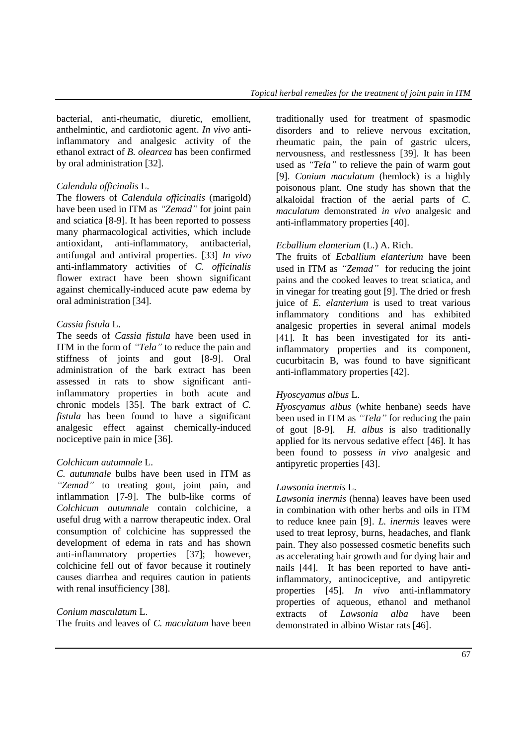bacterial, anti-rheumatic, diuretic, emollient, anthelmintic, and cardiotonic agent. *In vivo* anti-inflammatory and analgesic activity of the ethanol extract of *B. olearcea* has been confirmed by oral administration [32].

*Calendula officinalis* L.

The flowers of *Calendula officinalis* (marigold) have been used in ITM as *"Zemad"* for joint pain and sciatica [8-9]. It has been reported to possess many pharmacological activities, which include antioxidant, anti-inflammatory, antibacterial, antifungal and antiviral properties. [33] *In vivo* anti-inflammatory activities of *C. officinalis* flower extract have been shown significant against chemically-induced acute paw edema by oral administration [34].

*Cassia fistula* L.

The seeds of *Cassia fistula* have been used in ITM in the form of *"Tela"* to reduce the pain and stiffness of joints and gout [8-9]. Oral administration of the bark extract has been assessed in rats to show significant anti-inflammatory properties in both acute and chronic models [35]. The bark extract of *C. fistula* has been found to have a significant analgesic effect against chemically-induced nociceptive pain in mice [36].

*Colchicum autumnale* L.

*C. autumnale* bulbs have been used in ITM as *"Zemad"* to treating gout, joint pain, and inflammation [7-9]. The bulb-like corms of *Colchicum autumnale* contain colchicine, a useful drug with a narrow therapeutic index. Oral consumption of colchicine has suppressed the development of edema in rats and has shown anti-inflammatory properties [37]; however, colchicine fell out of favor because it routinely causes diarrhea and requires caution in patients with renal insufficiency [38].

*Conium masculatum* L.

The fruits and leaves of *C. maculatum* have been traditionally used for treatment of spasmodic disorders and to relieve nervous excitation, rheumatic pain, the pain of gastric ulcers, nervousness, and restlessness [39]. It has been used as *"Tela"* to relieve the pain of warm gout [9]. *Conium maculatum* (hemlock) is a highly poisonous plant. One study has shown that the alkaloidal fraction of the aerial parts of *C. maculatum* demonstrated *in vivo* analgesic and anti-inflammatory properties [40].

*Ecballium elanterium* (L.) A. Rich.

The fruits of *Ecballium elanterium* have been used in ITM as *"Zemad"* for reducing the joint pains and the cooked leaves to treat sciatica, and in vinegar for treating gout [9]. The dried or fresh juice of *E. elanterium* is used to treat various inflammatory conditions and has exhibited analgesic properties in several animal models [41]. It has been investigated for its anti-inflammatory properties and its component, cucurbitacin B, was found to have significant anti-inflammatory properties [42].

*Hyoscyamus albus* L.

*Hyoscyamus albus* (white henbane) seeds have been used in ITM as *"Tela"* for reducing the pain of gout [8-9]. *H. albus* is also traditionally applied for its nervous sedative effect [46]. It has been found to possess *in vivo* analgesic and antipyretic properties [43].

*Lawsonia inermis* L.

*Lawsonia inermis* (henna) leaves have been used in combination with other herbs and oils in ITM to reduce knee pain [9]. *L. inermis* leaves were used to treat leprosy, burns, headaches, and flank pain. They also possessed cosmetic benefits such as accelerating hair growth and for dying hair and nails [44]. It has been reported to have anti-inflammatory, antinociceptive, and antipyretic properties [45]. *In vivo* anti-inflammatory properties of aqueous, ethanol and methanol extracts of *Lawsonia alba* have been demonstrated in albino Wistar rats [46].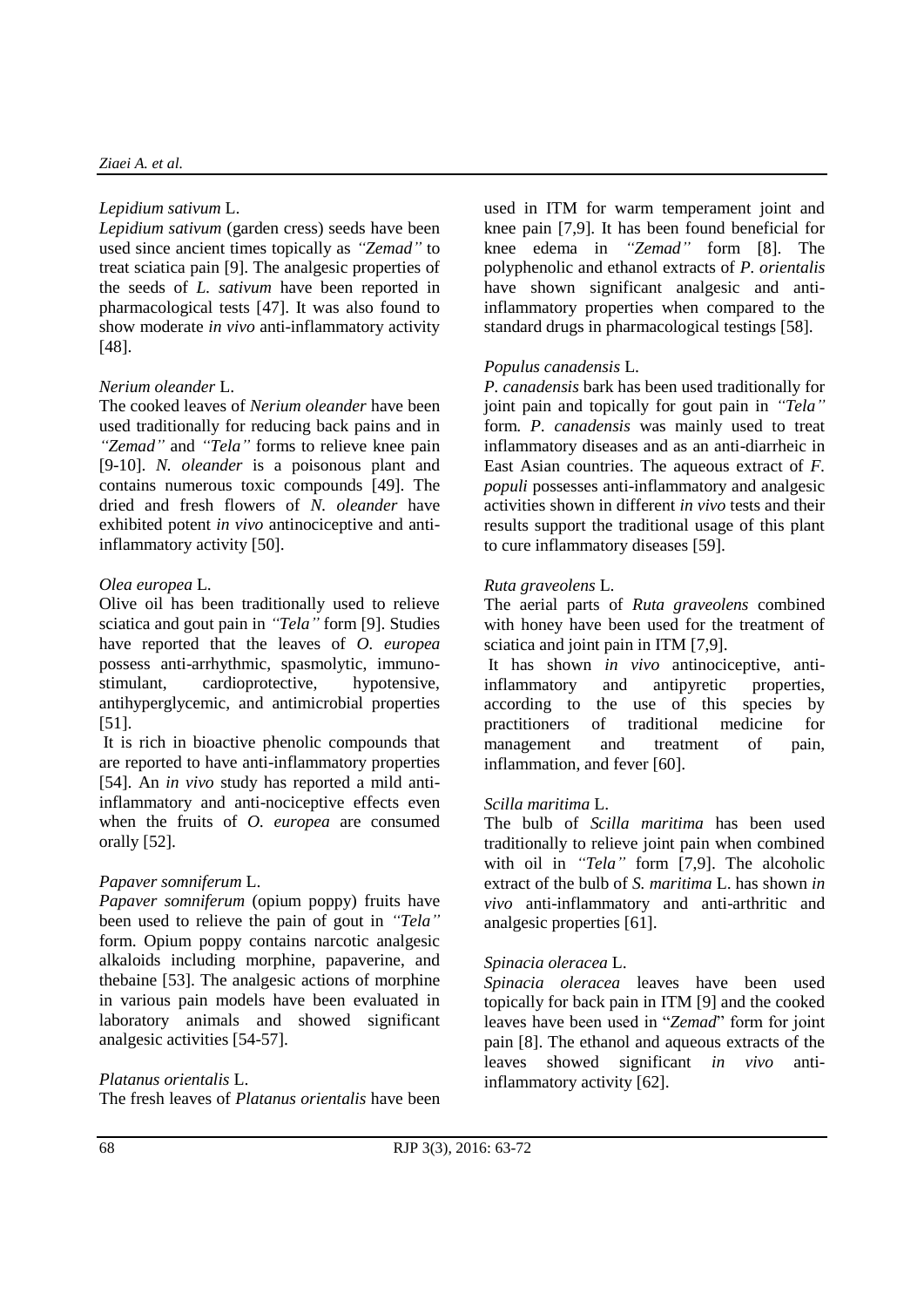### *Lepidium sativum* L.

*Lepidium sativum* (garden cress) seeds have been used since ancient times topically as *"Zemad"* to treat sciatica pain [9]. The analgesic properties of the seeds of *L. sativum* have been reported in pharmacological tests [47]. It was also found to show moderate *in vivo* anti-inflammatory activity [48].

### *Nerium oleander* L.

The cooked leaves of *Nerium oleander* have been used traditionally for reducing back pains and in *"Zemad"* and *"Tela"* forms to relieve knee pain [9-10]. *N. oleander* is a poisonous plant and contains numerous toxic compounds [49]. The dried and fresh flowers of *N. oleander* have exhibited potent *in vivo* antinociceptive and anti-inflammatory activity [50].

### *Olea europea* L.

Olive oil has been traditionally used to relieve sciatica and gout pain in *"Tela"* form [9]. Studies have reported that the leaves of *O. europea* possess anti-arrhythmic, spasmolytic, immuno-stimulant, cardioprotective, hypotensive, antihyperglycemic, and antimicrobial properties [51].

It is rich in bioactive phenolic compounds that are reported to have anti-inflammatory properties [54]. An *in vivo* study has reported a mild anti-inflammatory and anti-nociceptive effects even when the fruits of *O. europea* are consumed orally [52].

### *Papaver somniferum* L.

*Papaver somniferum* (opium poppy) fruits have been used to relieve the pain of gout in *"Tela"* form. Opium poppy contains narcotic analgesic alkaloids including morphine, papaverine, and thebaine [53]. The analgesic actions of morphine in various pain models have been evaluated in laboratory animals and showed significant analgesic activities [54-57].

### *Platanus orientalis* L.

The fresh leaves of *Platanus orientalis* have been used in ITM for warm temperament joint and knee pain [7,9]. It has been found beneficial for knee edema in *"Zemad"* form [8]. The polyphenolic and ethanol extracts of *P. orientalis* have shown significant analgesic and anti-inflammatory properties when compared to the standard drugs in pharmacological testings [58].

### *Populus canadensis* L.

*P. canadensis* bark has been used traditionally for joint pain and topically for gout pain in *"Tela"* form. *P. canadensis* was mainly used to treat inflammatory diseases and as an anti-diarrheic in East Asian countries. The aqueous extract of *F. populi* possesses anti-inflammatory and analgesic activities shown in different *in vivo* tests and their results support the traditional usage of this plant to cure inflammatory diseases [59].

### *Ruta graveolens* L.

The aerial parts of *Ruta graveolens* combined with honey have been used for the treatment of sciatica and joint pain in ITM [7,9].

It has shown *in vivo* antinociceptive, anti-inflammatory and antipyretic properties, according to the use of this species by practitioners of traditional medicine for management and treatment of pain, inflammation, and fever [60].

### *Scilla maritima* L.

The bulb of *Scilla maritima* has been used traditionally to relieve joint pain when combined with oil in *"Tela"* form [7,9]. The alcoholic extract of the bulb of *S. maritima* L. has shown *in vivo* anti-inflammatory and anti-arthritic and analgesic properties [61].

### *Spinacia oleracea* L.

*Spinacia oleracea* leaves have been used topically for back pain in ITM [9] and the cooked leaves have been used in "*Zemad*" form for joint pain [8]. The ethanol and aqueous extracts of the leaves showed significant *in vivo* anti-inflammatory activity [62].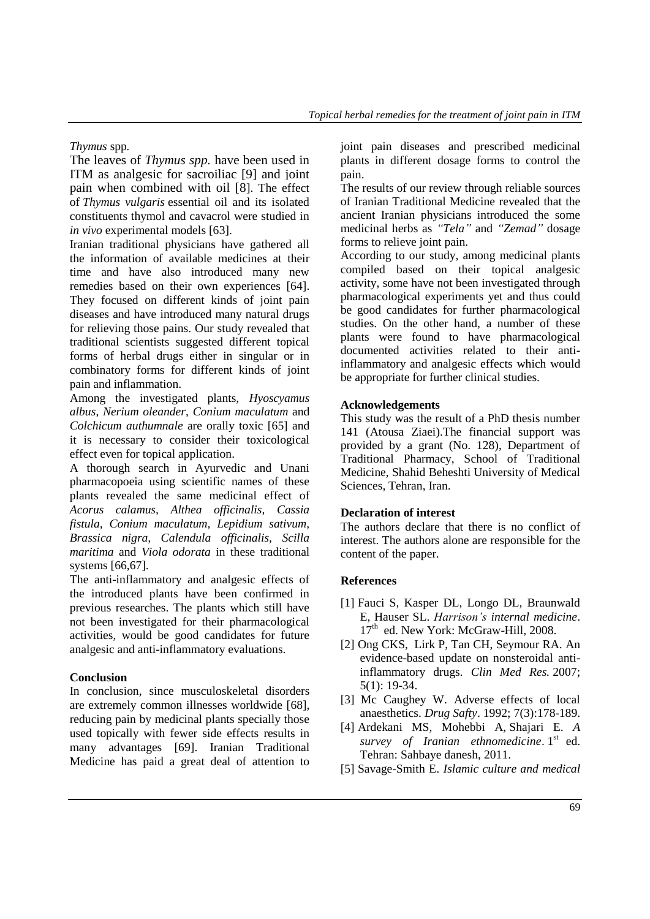*Thymus* spp.

The leaves of *Thymus spp.* have been used in ITM as analgesic for sacroiliac [9] and joint pain when combined with oil [8]. The effect of *Thymus vulgaris* essential oil and its isolated constituents thymol and cavacrol were studied in *in vivo* experimental models [63].

Iranian traditional physicians have gathered all the information of available medicines at their time and have also introduced many new remedies based on their own experiences [64]. They focused on different kinds of joint pain diseases and have introduced many natural drugs for relieving those pains. Our study revealed that traditional scientists suggested different topical forms of herbal drugs either in singular or in combinatory forms for different kinds of joint pain and inflammation.

Among the investigated plants, *Hyoscyamus albus*, *Nerium oleander*, *Conium maculatum* and *Colchicum authumnale* are orally toxic [65] and it is necessary to consider their toxicological effect even for topical application.

A thorough search in Ayurvedic and Unani pharmacopoeia using scientific names of these plants revealed the same medicinal effect of *Acorus calamus, Althea officinalis, Cassia fistula, Conium maculatum, Lepidium sativum, Brassica nigra, Calendula officinalis, Scilla maritima* and *Viola odorata* in these traditional systems [66,67].

The anti-inflammatory and analgesic effects of the introduced plants have been confirmed in previous researches. The plants which still have not been investigated for their pharmacological activities, would be good candidates for future analgesic and anti-inflammatory evaluations.

## Conclusion

In conclusion, since musculoskeletal disorders are extremely common illnesses worldwide [68], reducing pain by medicinal plants specially those used topically with fewer side effects results in many advantages [69]. Iranian Traditional Medicine has paid a great deal of attention to joint pain diseases and prescribed medicinal plants in different dosage forms to control the pain.

The results of our review through reliable sources of Iranian Traditional Medicine revealed that the ancient Iranian physicians introduced the some medicinal herbs as *"Tela"* and *"Zemad"* dosage forms to relieve joint pain.

According to our study, among medicinal plants compiled based on their topical analgesic activity, some have not been investigated through pharmacological experiments yet and thus could be good candidates for further pharmacological studies. On the other hand, a number of these plants were found to have pharmacological documented activities related to their anti-inflammatory and analgesic effects which would be appropriate for further clinical studies.

## Acknowledgements

This study was the result of a PhD thesis number 141 (Atousa Ziaei).The financial support was provided by a grant (No. 128), Department of Traditional Pharmacy, School of Traditional Medicine, Shahid Beheshti University of Medical Sciences, Tehran, Iran.

## Declaration of interest

The authors declare that there is no conflict of interest. The authors alone are responsible for the content of the paper.

## References

[1] Fauci S, Kasper DL, Longo DL, Braunwald E, Hauser SL. *Harrison's internal medicine*. 17th ed. New York: McGraw-Hill, 2008.

[2] Ong CKS, Lirk P, Tan CH, Seymour RA. An evidence-based update on nonsteroidal anti-inflammatory drugs. *Clin Med Res.* 2007; 5(1): 19-34.

[3] Mc Caughey W. Adverse effects of local anaesthetics. *Drug Safty*. 1992; 7(3):178-189.

[4] Ardekani MS, Mohebbi A, Shajari E. *A survey of Iranian ethnomedicine*. 1st ed. Tehran: Sahbaye danesh, 2011.

[5] Savage-Smith E. *Islamic culture and medical*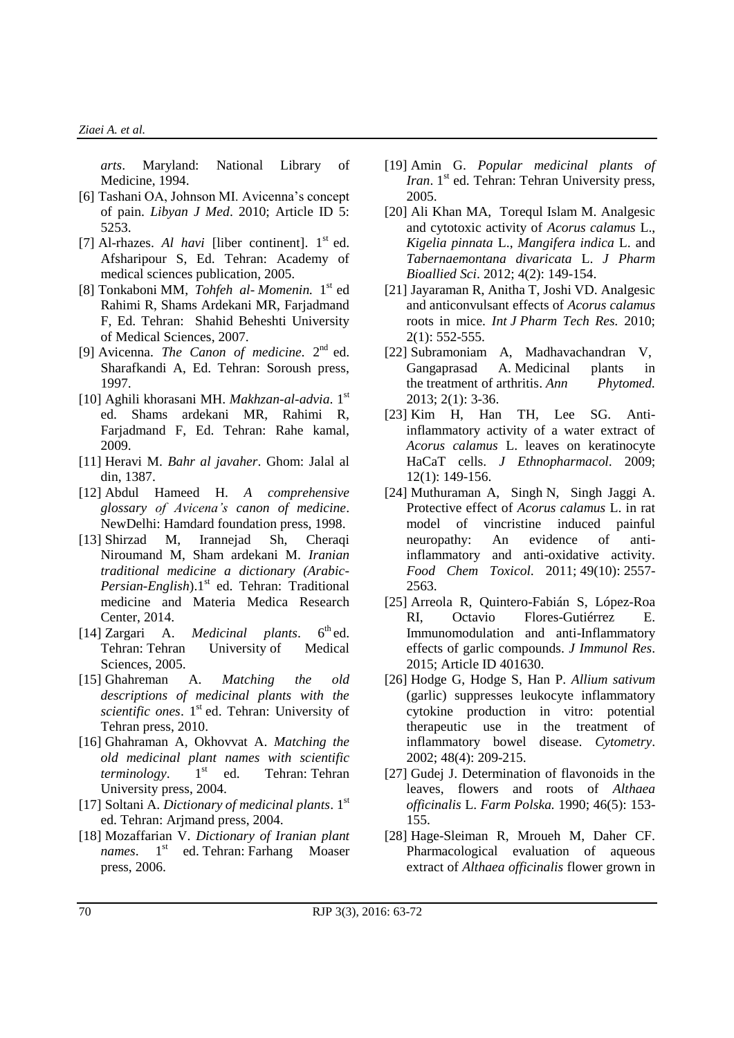*arts*. Maryland: National Library of Medicine, 1994.

[6] Tashani OA, Johnson MI. Avicenna's concept of pain. *Libyan J Med*. 2010; Article ID 5: 5253.

[7] Al-rhazes. *Al havi* [liber continent]. 1st ed. Afsharipour S, Ed. Tehran: Academy of medical sciences publication, 2005.

[8] Tonkaboni MM, *Tohfeh al- Momenin.* 1st ed Rahimi R, Shams Ardekani MR, Farjadmand F, Ed. Tehran: Shahid Beheshti University of Medical Sciences, 2007.

[9] Avicenna. *The Canon of medicine.* 2nd ed. Sharafkandi A, Ed. Tehran: Soroush press, 1997.

[10] Aghili khorasani MH. *Makhzan-al-advia*. 1st ed. Shams ardekani MR, Rahimi R, Farjadmand F, Ed. Tehran: Rahe kamal, 2009.

[11] Heravi M. *Bahr al javaher*. Ghom: Jalal al din, 1387.

[12] Abdul Hameed H. *A comprehensive glossary of Avicena's canon of medicine*. NewDelhi: Hamdard foundation press, 1998.

[13] Shirzad M, Irannejad Sh, Cheraqi Niroumand M, Sham ardekani M. *Iranian traditional medicine a dictionary (Arabic-Persian-English)*.1st ed. Tehran: Traditional medicine and Materia Medica Research Center, 2014.

[14] Zargari A. *Medicinal plants*. 6th ed. Tehran: Tehran University of Medical Sciences, 2005.

[15] Ghahreman A. *Matching the old descriptions of medicinal plants with the scientific ones*. 1st ed. Tehran: University of Tehran press, 2010.

[16] Ghahraman A, Okhovvat A. *Matching the old medicinal plant names with scientific terminology*. 1st ed. Tehran: Tehran University press, 2004.

[17] Soltani A. *Dictionary of medicinal plants*. 1st ed. Tehran: Arjmand press, 2004.

[18] Mozaffarian V. *Dictionary of Iranian plant names*. 1st ed. Tehran: Farhang Moaser press, 2006.

[19] Amin G. *Popular medicinal plants of Iran*. 1st ed. Tehran: Tehran University press, 2005.

[20] Ali Khan MA, Torequl Islam M. Analgesic and cytotoxic activity of *Acorus calamus* L., *Kigelia pinnata* L., *Mangifera indica* L. and *Tabernaemontana divaricata* L. *J Pharm Bioallied Sci*. 2012; 4(2): 149-154.

[21] Jayaraman R, Anitha T, Joshi VD. Analgesic and anticonvulsant effects of *Acorus calamus* roots in mice. *Int J Pharm Tech Res.* 2010; 2(1): 552-555.

[22] Subramoniam A, Madhavachandran V, Gangaprasad A. Medicinal plants in the treatment of arthritis. *Ann Phytomed.* 2013; 2(1): 3-36.

[23] Kim H, Han TH, Lee SG. Anti-inflammatory activity of a water extract of *Acorus calamus* L. leaves on keratinocyte HaCaT cells. *J Ethnopharmacol*. 2009; 12(1): 149-156.

[24] Muthuraman A, Singh N, Singh Jaggi A. Protective effect of *Acorus calamus* L. in rat model of vincristine induced painful neuropathy: An evidence of anti-inflammatory and anti-oxidative activity. *Food Chem Toxicol.* 2011; 49(10): 2557-2563.

[25] Arreola R, Quintero-Fabián S, López-Roa RI, Octavio Flores-Gutiérrez E. Immunomodulation and anti-Inflammatory effects of garlic compounds. *J Immunol Res*. 2015; Article ID 401630.

[26] Hodge G, Hodge S, Han P. *Allium sativum* (garlic) suppresses leukocyte inflammatory cytokine production in vitro: potential therapeutic use in the treatment of inflammatory bowel disease. *Cytometry*. 2002; 48(4): 209-215.

[27] Gudej J. Determination of flavonoids in the leaves, flowers and roots of *Althaea officinalis* L. *Farm Polska.* 1990; 46(5): 153-155.

[28] Hage-Sleiman R, Mroueh M, Daher CF. Pharmacological evaluation of aqueous extract of *Althaea officinalis* flower grown in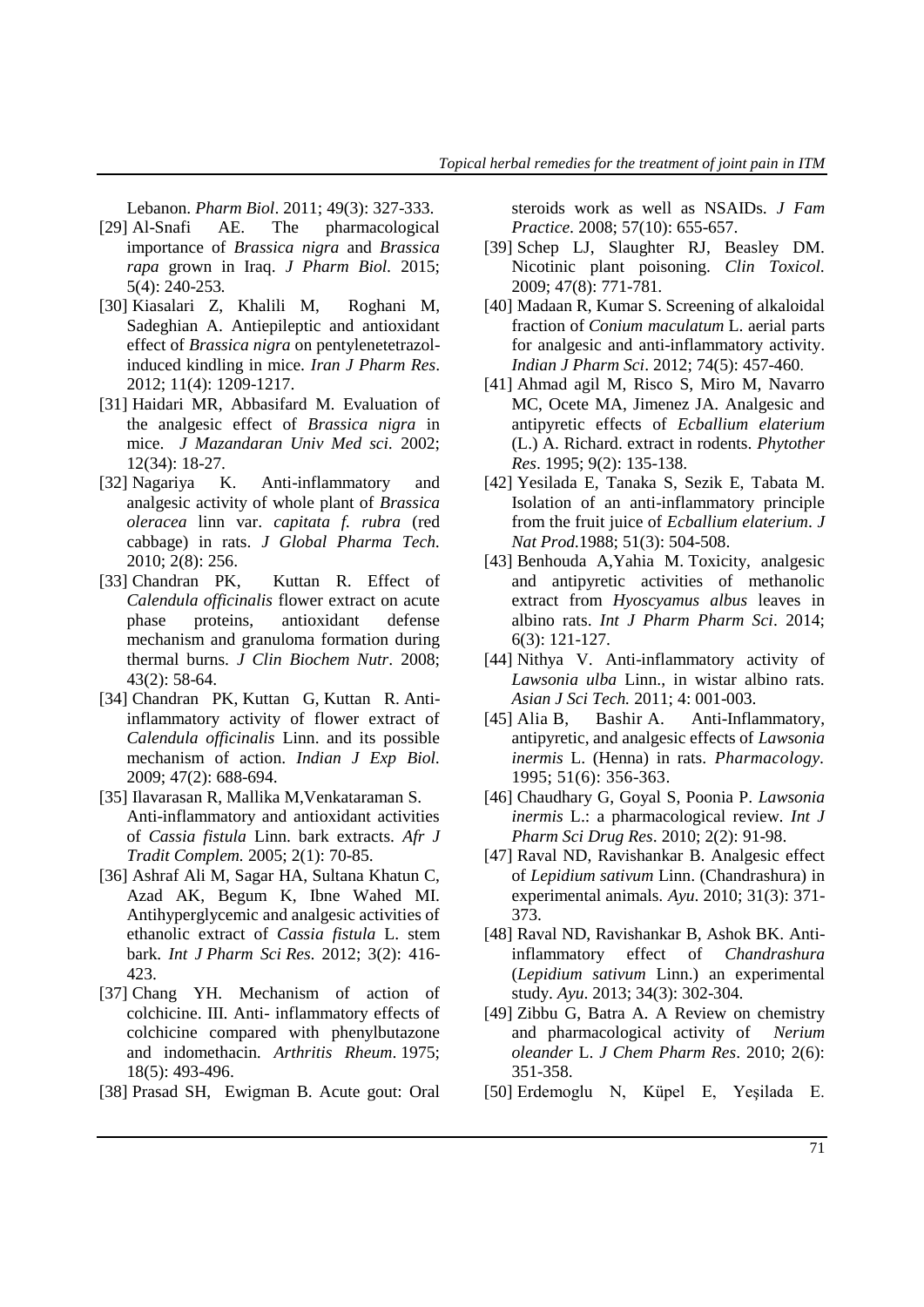Lebanon. *Pharm Biol*. 2011; 49(3): 327-333.

[29] Al-Snafi AE. The pharmacological importance of *Brassica nigra* and *Brassica rapa* grown in Iraq. *J Pharm Biol.* 2015; 5(4): 240-253.

[30] Kiasalari Z, Khalili M, Roghani M, Sadeghian A. Antiepileptic and antioxidant effect of *Brassica nigra* on pentylenetetrazol-induced kindling in mice. *Iran J Pharm Res*. 2012; 11(4): 1209-1217.

[31] Haidari MR, Abbasifard M. Evaluation of the analgesic effect of *Brassica nigra* in mice. *J Mazandaran Univ Med sci.* 2002; 12(34): 18-27.

[32] Nagariya K. Anti-inflammatory and analgesic activity of whole plant of *Brassica oleracea* linn var. *capitata f. rubra* (red cabbage) in rats. *J Global Pharma Tech.* 2010; 2(8): 256.

[33] Chandran PK, Kuttan R. Effect of *Calendula officinalis* flower extract on acute phase proteins, antioxidant defense mechanism and granuloma formation during thermal burns. *J Clin Biochem Nutr*. 2008; 43(2): 58-64.

[34] Chandran PK, Kuttan G, Kuttan R. Anti-inflammatory activity of flower extract of *Calendula officinalis* Linn. and its possible mechanism of action. *Indian J Exp Biol.* 2009; 47(2): 688-694.

[35] Ilavarasan R, Mallika M,Venkataraman S. Anti-inflammatory and antioxidant activities of *Cassia fistula* Linn. bark extracts. *Afr J Tradit Complem.* 2005; 2(1): 70-85.

[36] Ashraf Ali M, Sagar HA, Sultana Khatun C, Azad AK, Begum K, Ibne Wahed MI. Antihyperglycemic and analgesic activities of ethanolic extract of *Cassia fistula* L. stem bark. *Int J Pharm Sci Res.* 2012; 3(2): 416-423.

[37] Chang YH. Mechanism of action of colchicine. III. Anti- inflammatory effects of colchicine compared with phenylbutazone and indomethacin. *Arthritis Rheum*. 1975; 18(5): 493-496.

[38] Prasad SH, Ewigman B. Acute gout: Oral steroids work as well as NSAIDs. *J Fam Practice*. 2008; 57(10): 655-657.

[39] Schep LJ, Slaughter RJ, Beasley DM. Nicotinic plant poisoning. *Clin Toxicol.* 2009; 47(8): 771-781.

[40] Madaan R, Kumar S. Screening of alkaloidal fraction of *Conium maculatum* L. aerial parts for analgesic and anti-inflammatory activity. *Indian J Pharm Sci*. 2012; 74(5): 457-460.

[41] Ahmad agil M, Risco S, Miro M, Navarro MC, Ocete MA, Jimenez JA. Analgesic and antipyretic effects of *Ecballium elaterium* (L.) A. Richard. extract in rodents. *Phytother Res*. 1995; 9(2): 135-138.

[42] Yesilada E, Tanaka S, Sezik E, Tabata M. Isolation of an anti-inflammatory principle from the fruit juice of *Ecballium elaterium*. *J Nat Prod.*1988; 51(3): 504-508.

[43] Benhouda A,Yahia M. Toxicity, analgesic and antipyretic activities of methanolic extract from *Hyoscyamus albus* leaves in albino rats. *Int J Pharm Pharm Sci*. 2014; 6(3): 121-127.

[44] Nithya V. Anti-inflammatory activity of *Lawsonia ulba* Linn., in wistar albino rats. *Asian J Sci Tech.* 2011; 4: 001-003.

[45] Alia B, Bashir A. Anti-Inflammatory, antipyretic, and analgesic effects of *Lawsonia inermis* L. (Henna) in rats. *Pharmacology*. 1995; 51(6): 356-363.

[46] Chaudhary G, Goyal S, Poonia P. *Lawsonia inermis* L.: a pharmacological review. *Int J Pharm Sci Drug Res*. 2010; 2(2): 91-98.

[47] Raval ND, Ravishankar B. Analgesic effect of *Lepidium sativum* Linn. (Chandrashura) in experimental animals. *Ayu*. 2010; 31(3): 371-373.

[48] Raval ND, Ravishankar B, Ashok BK. Anti-inflammatory effect of *Chandrashura* (*Lepidium sativum* Linn.) an experimental study. *Ayu*. 2013; 34(3): 302-304.

[49] Zibbu G, Batra A. A Review on chemistry and pharmacological activity of *Nerium oleander* L. *J Chem Pharm Res*. 2010; 2(6): 351-358.

[50] Erdemoglu N, Küpel E, Yeşilada E.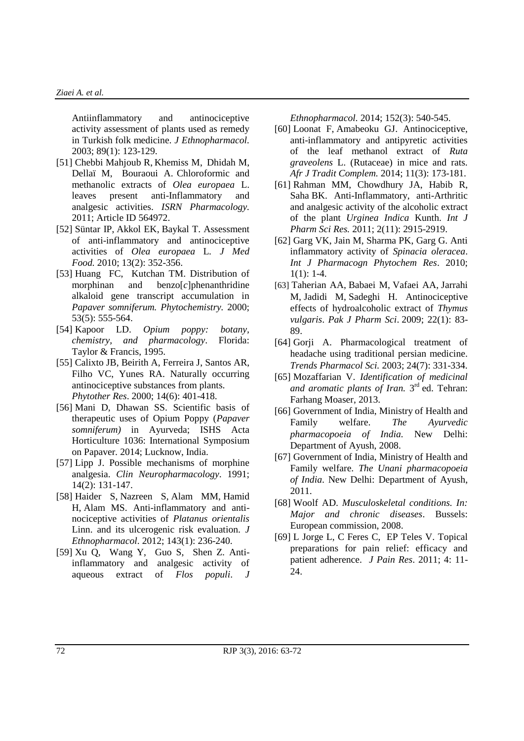Antiinflammatory and antinociceptive activity assessment of plants used as remedy in Turkish folk medicine. *J Ethnopharmacol.* 2003; 89(1): 123-129.

[51] Chebbi Mahjoub R, Khemiss M, Dhidah M, Dellaï M, Bouraoui A. Chloroformic and methanolic extracts of *Olea europaea* L. leaves present anti-Inflammatory and analgesic activities. *ISRN Pharmacology.* 2011; Article ID 564972.

[52] Süntar IP, Akkol EK, Baykal T. Assessment of anti-inflammatory and antinociceptive activities of *Olea europaea* L. *J Med Food.* 2010; 13(2): 352-356.

[53] Huang FC, Kutchan TM. Distribution of morphinan and benzo[*c*]phenanthridine alkaloid gene transcript accumulation in *Papaver somniferum. Phytochemistry.* 2000; 53(5): 555-564.

[54] Kapoor LD. *Opium poppy: botany, chemistry, and pharmacology*. Florida: Taylor & Francis, 1995.

[55] Calixto JB, Beirith A, Ferreira J, Santos AR, Filho VC, Yunes RA. Naturally occurring antinociceptive substances from plants. *Phytother Res*. 2000; 14(6): 401-418.

[56] Mani D, Dhawan SS. Scientific basis of therapeutic uses of Opium Poppy (*Papaver somniferum)* in Ayurveda; ISHS Acta Horticulture 1036: International Symposium on Papaver. 2014; Lucknow, India.

[57] Lipp J. Possible mechanisms of morphine analgesia. *Clin Neuropharmacology*. 1991; 14(2): 131-147.

[58] Haider S, Nazreen S, Alam MM, Hamid H, Alam MS. Anti-inflammatory and anti-nociceptive activities of *Platanus orientalis* Linn. and its ulcerogenic risk evaluation. *J Ethnopharmacol*. 2012; 143(1): 236-240.

[59] Xu Q, Wang Y, Guo S, Shen Z. Anti-inflammatory and analgesic activity of aqueous extract of *Flos populi*. *J Ethnopharmacol*. 2014; 152(3): 540-545.

[60] Loonat F, Amabeoku GJ. Antinociceptive, anti-inflammatory and antipyretic activities of the leaf methanol extract of *Ruta graveolens* L. (Rutaceae) in mice and rats. *Afr J Tradit Complem.* 2014; 11(3): 173-181.

[61] Rahman MM, Chowdhury JA, Habib R, Saha BK. Anti-Inflammatory, anti-Arthritic and analgesic activity of the alcoholic extract of the plant *Urginea Indica* Kunth. *Int J Pharm Sci Res.* 2011; 2(11): 2915-2919.

[62] Garg VK, Jain M, Sharma PK, Garg G. Anti inflammatory activity of *Spinacia oleracea*. *Int J Pharmacogn Phytochem Res*. 2010; 1(1): 1-4.

[63] Taherian AA, Babaei M, Vafaei AA, Jarrahi M, Jadidi M, Sadeghi H. Antinociceptive effects of hydroalcoholic extract of *Thymus vulgaris*. *Pak J Pharm Sci*. 2009; 22(1): 83-89.

[64] Gorji A. Pharmacological treatment of headache using traditional persian medicine. *Trends Pharmacol Sci.* 2003; 24(7): 331-334.

[65] Mozaffarian V. *Identification of medicinal and aromatic plants of Iran.* 3rd ed. Tehran: Farhang Moaser, 2013.

[66] Government of India, Ministry of Health and Family welfare. *The Ayurvedic pharmacopoeia of India*. New Delhi: Department of Ayush, 2008.

[67] Government of India, Ministry of Health and Family welfare. *The Unani pharmacopoeia of India*. New Delhi: Department of Ayush, 2011.

[68] Woolf AD. *Musculoskeletal conditions. In: Major and chronic diseases*. Bussels: European commission, 2008.

[69] L Jorge L, C Feres C, EP Teles V. Topical preparations for pain relief: efficacy and patient adherence. *J Pain Res*. 2011; 4: 11-24.